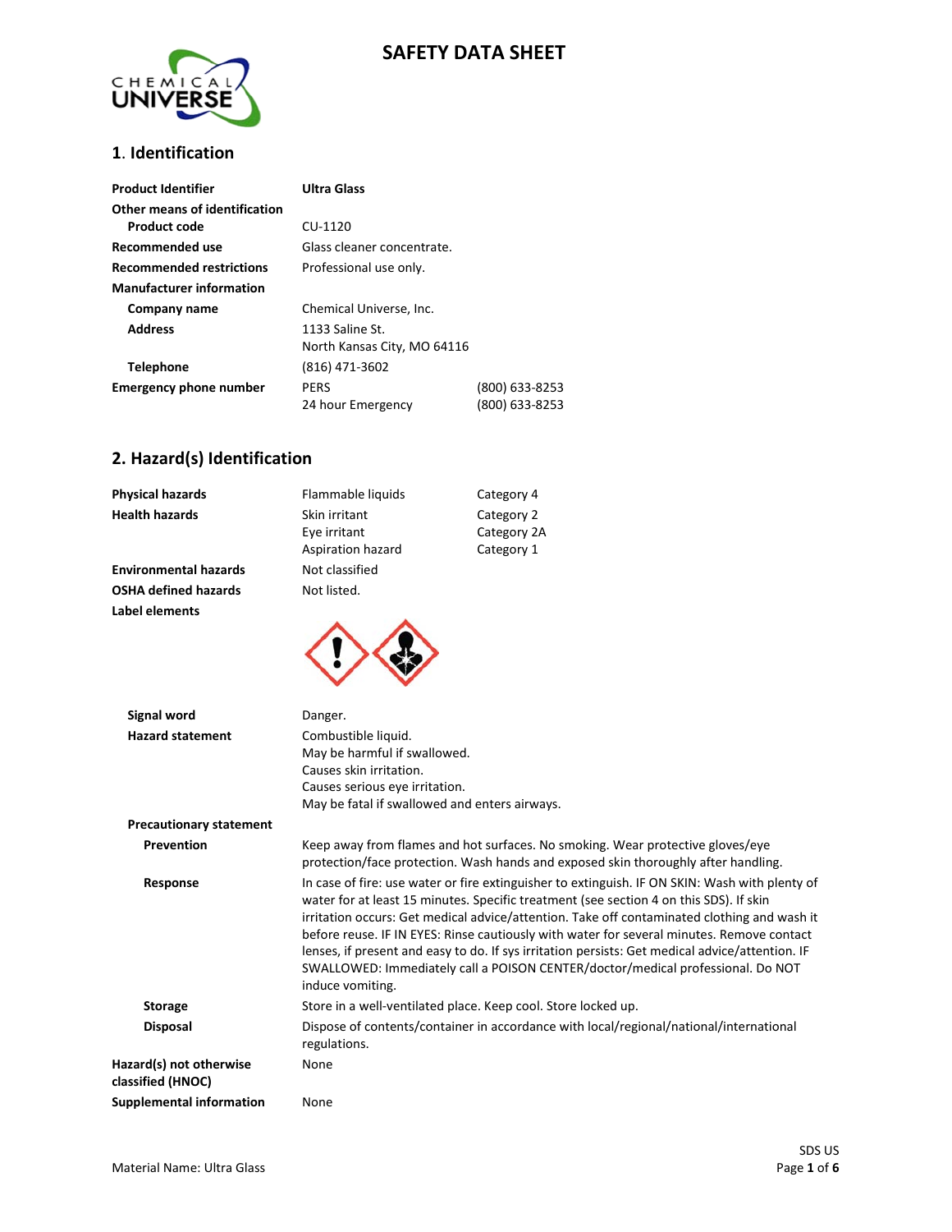# SAFETY DATA SHEET

## 1. Identification

| | | |
|---|---|---|
| **Product Identifier** | **Ultra Glass** | |
| **Other means of identification** | | |
| **Product code** | CU-1120 | |
| **Recommended use** | Glass cleaner concentrate. | |
| **Recommended restrictions** | Professional use only. | |
| **Manufacturer information** | | |
| **Company name** | Chemical Universe, Inc. | |
| **Address** | 1133 Saline St.<br>North Kansas City, MO 64116 | |
| **Telephone** | (816) 471-3602 | |
| **Emergency phone number** | PERS | (800) 633-8253 |
| | 24 hour Emergency | (800) 633-8253 |

## 2. Hazard(s) Identification

| | | |
|---|---|---|
| **Physical hazards** | Flammable liquids | Category 4 |
| **Health hazards** | Skin irritant | Category 2 |
| | Eye irritant | Category 2A |
| | Aspiration hazard | Category 1 |
| **Environmental hazards** | Not classified | |
| **OSHA defined hazards** | Not listed. | |

**Label elements**

**Signal word**

Danger.

**Hazard statement**

Combustible liquid.
May be harmful if swallowed.
Causes skin irritation.
Causes serious eye irritation.
May be fatal if swallowed and enters airways.

**Precautionary statement**

**Prevention**

Keep away from flames and hot surfaces. No smoking. Wear protective gloves/eye protection/face protection. Wash hands and exposed skin thoroughly after handling.

**Response**

In case of fire: use water or fire extinguisher to extinguish. IF ON SKIN: Wash with plenty of water for at least 15 minutes. Specific treatment (see section 4 on this SDS). If skin irritation occurs: Get medical advice/attention. Take off contaminated clothing and wash it before reuse. IF IN EYES: Rinse cautiously with water for several minutes. Remove contact lenses, if present and easy to do. If sys irritation persists: Get medical advice/attention. IF SWALLOWED: Immediately call a POISON CENTER/doctor/medical professional. Do NOT induce vomiting.

**Storage**

Store in a well-ventilated place. Keep cool. Store locked up.

**Disposal**

Dispose of contents/container in accordance with local/regional/national/international regulations.

**Hazard(s) not otherwise classified (HNOC)**

None

**Supplemental information**

None

Material Name: Ultra Glass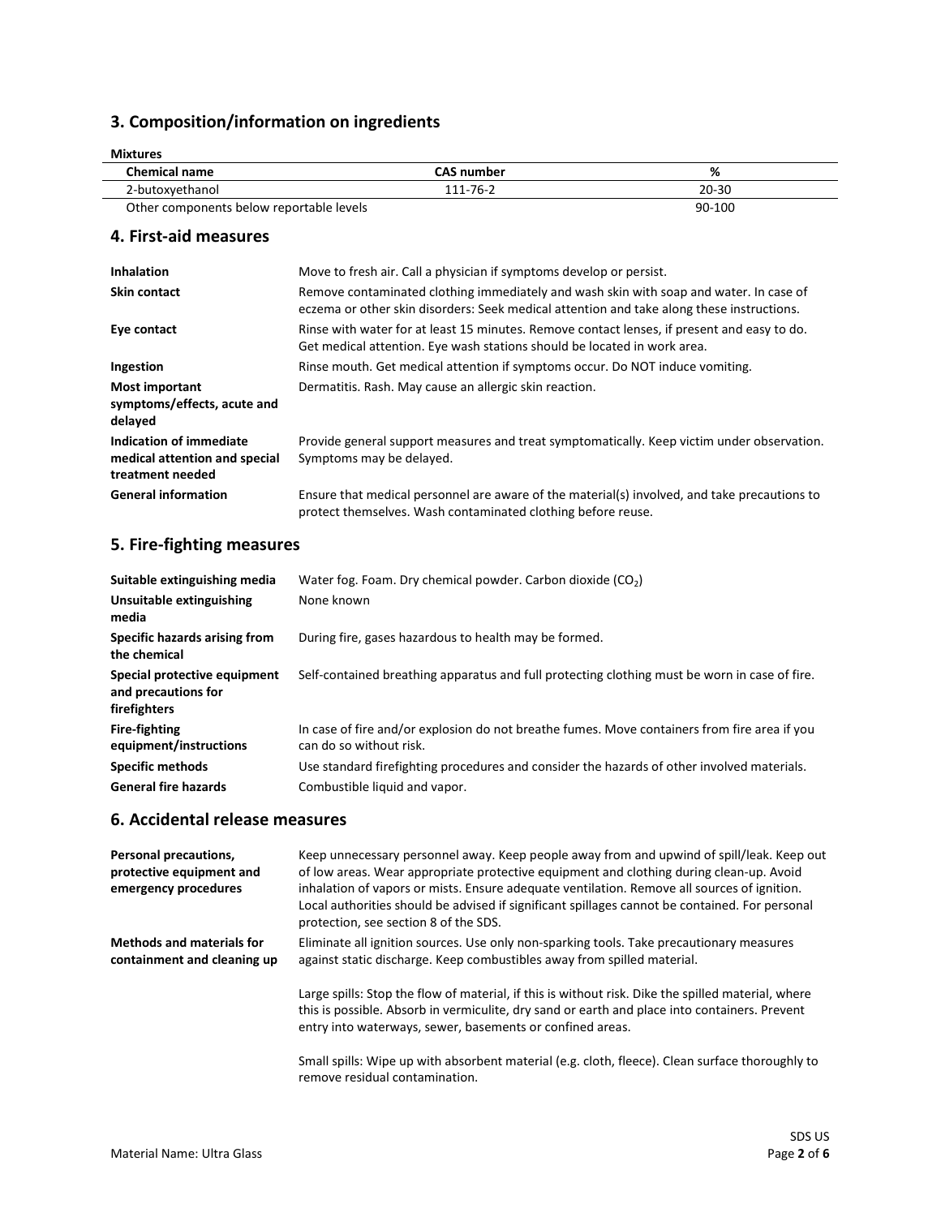## 3. Composition/information on ingredients

**Mixtures**

| Chemical name | CAS number | % |
|---|---|---|
| 2-butoxyethanol | 111-76-2 | 20-30 |
| Other components below reportable levels | | 90-100 |

## 4. First-aid measures

**Inhalation** Move to fresh air. Call a physician if symptoms develop or persist.

**Skin contact** Remove contaminated clothing immediately and wash skin with soap and water. In case of eczema or other skin disorders: Seek medical attention and take along these instructions.

**Eye contact** Rinse with water for at least 15 minutes. Remove contact lenses, if present and easy to do. Get medical attention. Eye wash stations should be located in work area.

**Ingestion** Rinse mouth. Get medical attention if symptoms occur. Do NOT induce vomiting.

**Most important symptoms/effects, acute and delayed** Dermatitis. Rash. May cause an allergic skin reaction.

**Indication of immediate medical attention and special treatment needed** Provide general support measures and treat symptomatically. Keep victim under observation. Symptoms may be delayed.

**General information** Ensure that medical personnel are aware of the material(s) involved, and take precautions to protect themselves. Wash contaminated clothing before reuse.

## 5. Fire-fighting measures

**Suitable extinguishing media** Water fog. Foam. Dry chemical powder. Carbon dioxide ($CO_2$)

**Unsuitable extinguishing media** None known

**Specific hazards arising from the chemical** During fire, gases hazardous to health may be formed.

**Special protective equipment and precautions for firefighters** Self-contained breathing apparatus and full protecting clothing must be worn in case of fire.

**Fire-fighting equipment/instructions** In case of fire and/or explosion do not breathe fumes. Move containers from fire area if you can do so without risk.

**Specific methods** Use standard firefighting procedures and consider the hazards of other involved materials.

**General fire hazards** Combustible liquid and vapor.

## 6. Accidental release measures

**Personal precautions, protective equipment and emergency procedures** Keep unnecessary personnel away. Keep people away from and upwind of spill/leak. Keep out of low areas. Wear appropriate protective equipment and clothing during clean-up. Avoid inhalation of vapors or mists. Ensure adequate ventilation. Remove all sources of ignition. Local authorities should be advised if significant spillages cannot be contained. For personal protection, see section 8 of the SDS.

**Methods and materials for containment and cleaning up** Eliminate all ignition sources. Use only non-sparking tools. Take precautionary measures against static discharge. Keep combustibles away from spilled material.

Large spills: Stop the flow of material, if this is without risk. Dike the spilled material, where this is possible. Absorb in vermiculite, dry sand or earth and place into containers. Prevent entry into waterways, sewer, basements or confined areas.

Small spills: Wipe up with absorbent material (e.g. cloth, fleece). Clean surface thoroughly to remove residual contamination.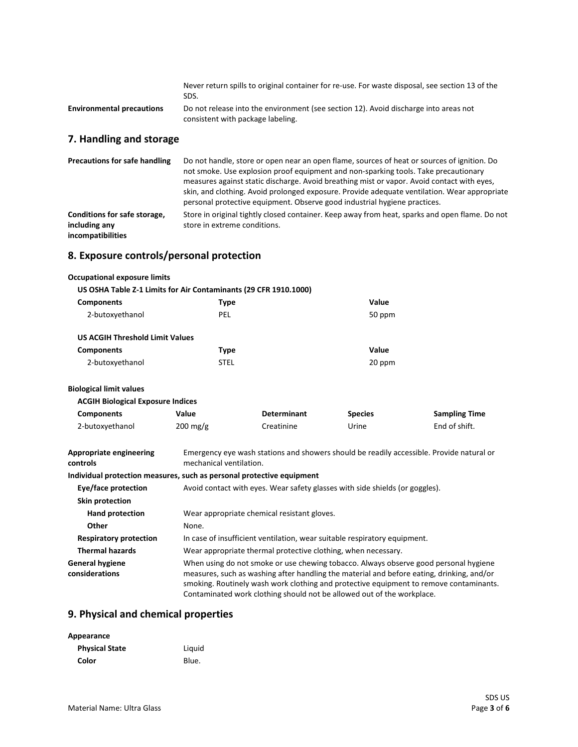| | |
|---|---|
| | Never return spills to original container for re-use. For waste disposal, see section 13 of the SDS. |
| **Environmental precautions** | Do not release into the environment (see section 12). Avoid discharge into areas not consistent with package labeling. |

## 7. Handling and storage

| | |
|---|---|
| **Precautions for safe handling** | Do not handle, store or open near an open flame, sources of heat or sources of ignition. Do not smoke. Use explosion proof equipment and non-sparking tools. Take precautionary measures against static discharge. Avoid breathing mist or vapor. Avoid contact with eyes, skin, and clothing. Avoid prolonged exposure. Provide adequate ventilation. Wear appropriate personal protective equipment. Observe good industrial hygiene practices. |
| **Conditions for safe storage, including any incompatibilities** | Store in original tightly closed container. Keep away from heat, sparks and open flame. Do not store in extreme conditions. |

## 8. Exposure controls/personal protection

**Occupational exposure limits**

**US OSHA Table Z-1 Limits for Air Contaminants (29 CFR 1910.1000)**

| Components | Type | Value |
|---|---|---|
| 2-butoxyethanol | PEL | 50 ppm |

**US ACGIH Threshold Limit Values**

| Components | Type | Value |
|---|---|---|
| 2-butoxyethanol | STEL | 20 ppm |

**Biological limit values**

**ACGIH Biological Exposure Indices**

| Components | Value | Determinant | Species | Sampling Time |
|---|---|---|---|---|
| 2-butoxyethanol | 200 mg/g | Creatinine | Urine | End of shift. |

| | |
|---|---|
| **Appropriate engineering controls** | Emergency eye wash stations and showers should be readily accessible. Provide natural or mechanical ventilation. |

**Individual protection measures, such as personal protective equipment**

| | |
|---|---|
| **Eye/face protection** | Avoid contact with eyes. Wear safety glasses with side shields (or goggles). |
| **Skin protection** | |
| **Hand protection** | Wear appropriate chemical resistant gloves. |
| **Other** | None. |
| **Respiratory protection** | In case of insufficient ventilation, wear suitable respiratory equipment. |
| **Thermal hazards** | Wear appropriate thermal protective clothing, when necessary. |
| **General hygiene considerations** | When using do not smoke or use chewing tobacco. Always observe good personal hygiene measures, such as washing after handling the material and before eating, drinking, and/or smoking. Routinely wash work clothing and protective equipment to remove contaminants. Contaminated work clothing should not be allowed out of the workplace. |

## 9. Physical and chemical properties

**Appearance**

| | |
|---|---|
| **Physical State** | Liquid |
| **Color** | Blue. |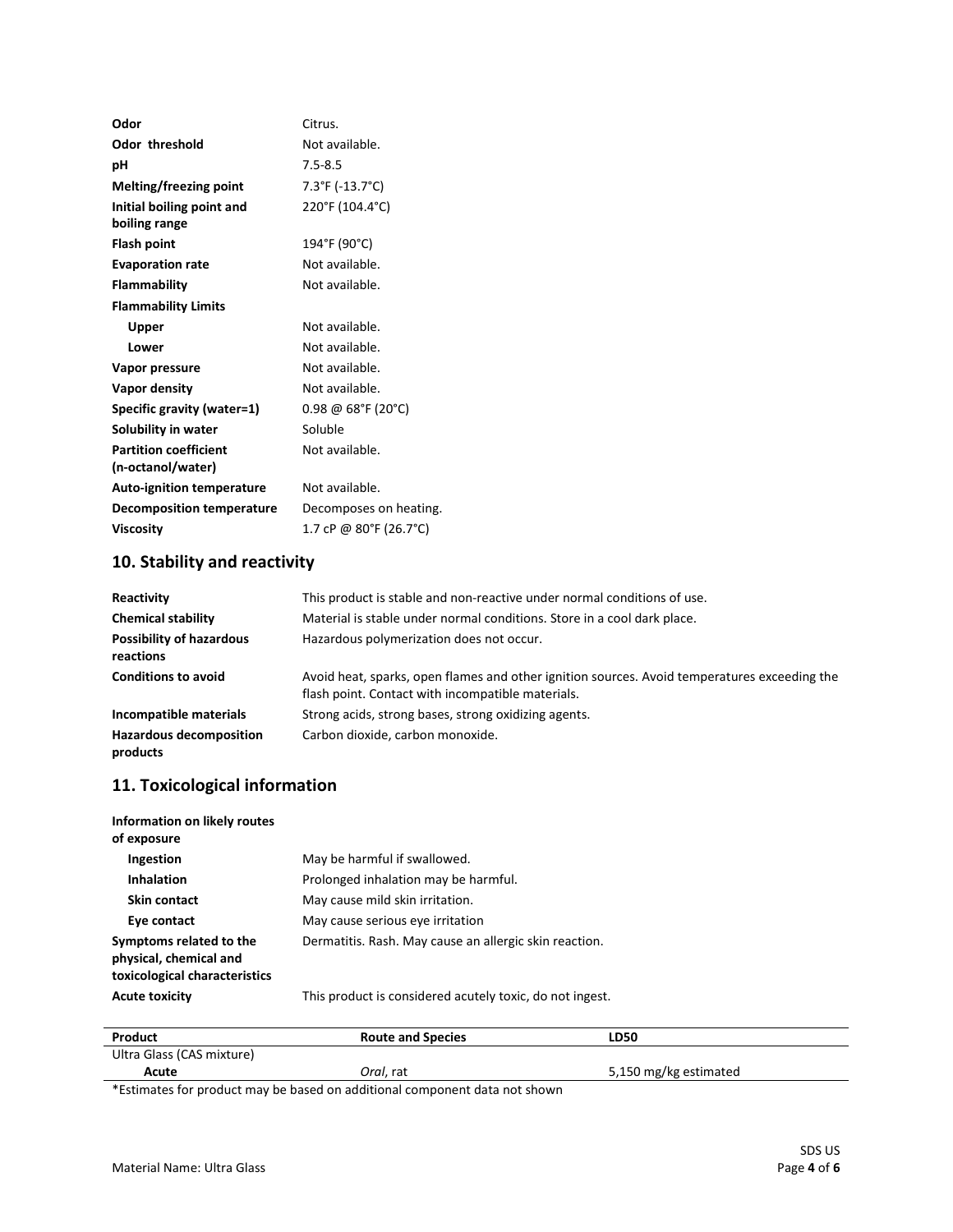| | |
|---|---|
| **Odor** | Citrus. |
| **Odor threshold** | Not available. |
| **pH** | 7.5-8.5 |
| **Melting/freezing point** | 7.3°F (-13.7°C) |
| **Initial boiling point and boiling range** | 220°F (104.4°C) |
| **Flash point** | 194°F (90°C) |
| **Evaporation rate** | Not available. |
| **Flammability** | Not available. |
| **Flammability Limits** | |
| **Upper** | Not available. |
| **Lower** | Not available. |
| **Vapor pressure** | Not available. |
| **Vapor density** | Not available. |
| **Specific gravity (water=1)** | 0.98 @ 68°F (20°C) |
| **Solubility in water** | Soluble |
| **Partition coefficient (n-octanol/water)** | Not available. |
| **Auto-ignition temperature** | Not available. |
| **Decomposition temperature** | Decomposes on heating. |
| **Viscosity** | 1.7 cP @ 80°F (26.7°C) |

## 10. Stability and reactivity

| | |
|---|---|
| **Reactivity** | This product is stable and non-reactive under normal conditions of use. |
| **Chemical stability** | Material is stable under normal conditions. Store in a cool dark place. |
| **Possibility of hazardous reactions** | Hazardous polymerization does not occur. |
| **Conditions to avoid** | Avoid heat, sparks, open flames and other ignition sources. Avoid temperatures exceeding the flash point. Contact with incompatible materials. |
| **Incompatible materials** | Strong acids, strong bases, strong oxidizing agents. |
| **Hazardous decomposition products** | Carbon dioxide, carbon monoxide. |

## 11. Toxicological information

| | |
|---|---|
| **Information on likely routes of exposure** | |
| **Ingestion** | May be harmful if swallowed. |
| **Inhalation** | Prolonged inhalation may be harmful. |
| **Skin contact** | May cause mild skin irritation. |
| **Eye contact** | May cause serious eye irritation |
| **Symptoms related to the physical, chemical and toxicological characteristics** | Dermatitis. Rash. May cause an allergic skin reaction. |
| **Acute toxicity** | This product is considered acutely toxic, do not ingest. |

| Product | Route and Species | LD50 |
|---|---|---|
| Ultra Glass (CAS mixture) | | |
| **Acute** | *Oral*, rat | 5,150 mg/kg estimated |

*Estimates for product may be based on additional component data not shown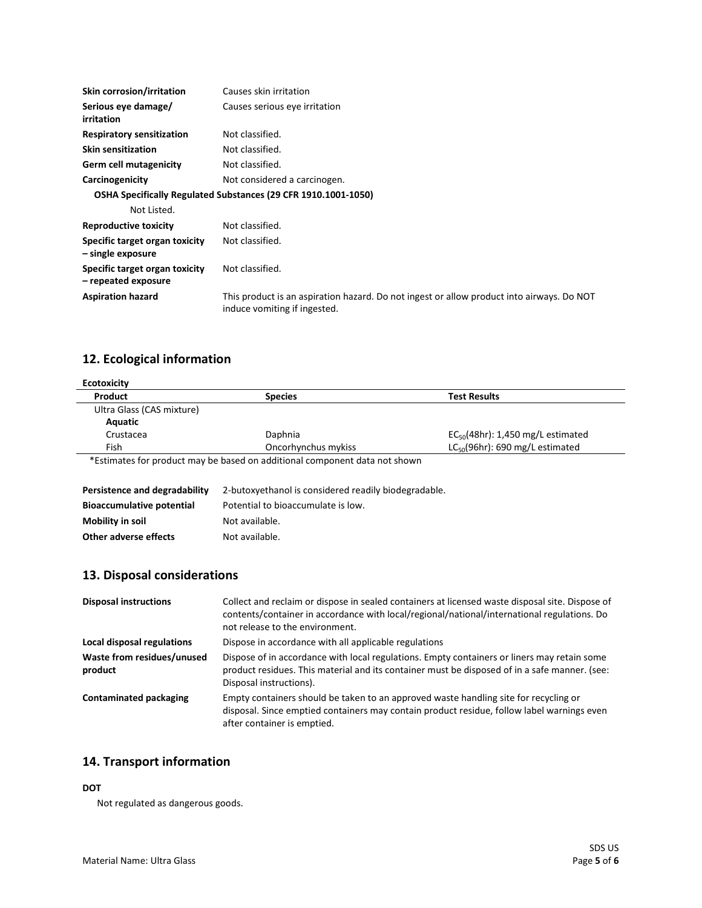| | |
|---|---|
| **Skin corrosion/irritation** | Causes skin irritation |
| **Serious eye damage/ irritation** | Causes serious eye irritation |
| **Respiratory sensitization** | Not classified. |
| **Skin sensitization** | Not classified. |
| **Germ cell mutagenicity** | Not classified. |
| **Carcinogenicity** | Not considered a carcinogen. |

**OSHA Specifically Regulated Substances (29 CFR 1910.1001-1050)**

Not Listed.

| | |
|---|---|
| **Reproductive toxicity** | Not classified. |
| **Specific target organ toxicity – single exposure** | Not classified. |
| **Specific target organ toxicity – repeated exposure** | Not classified. |
| **Aspiration hazard** | This product is an aspiration hazard. Do not ingest or allow product into airways. Do NOT induce vomiting if ingested. |

## 12. Ecological information

**Ecotoxicity**

| Product | Species | Test Results |
|---|---|---|
| Ultra Glass (CAS mixture) | | |
| **Aquatic** | | |
| Crustacea | Daphnia | $EC_{50}$(48hr): 1,450 mg/L estimated |
| Fish | Oncorhynchus mykiss | $LC_{50}$(96hr): 690 mg/L estimated |

*Estimates for product may be based on additional component data not shown

| | |
|---|---|
| **Persistence and degradability** | 2-butoxyethanol is considered readily biodegradable. |
| **Bioaccumulative potential** | Potential to bioaccumulate is low. |
| **Mobility in soil** | Not available. |
| **Other adverse effects** | Not available. |

## 13. Disposal considerations

| | |
|---|---|
| **Disposal instructions** | Collect and reclaim or dispose in sealed containers at licensed waste disposal site. Dispose of contents/container in accordance with local/regional/national/international regulations. Do not release to the environment. |
| **Local disposal regulations** | Dispose in accordance with all applicable regulations |
| **Waste from residues/unused product** | Dispose of in accordance with local regulations. Empty containers or liners may retain some product residues. This material and its container must be disposed of in a safe manner. (see: Disposal instructions). |
| **Contaminated packaging** | Empty containers should be taken to an approved waste handling site for recycling or disposal. Since emptied containers may contain product residue, follow label warnings even after container is emptied. |

## 14. Transport information

**DOT**

Not regulated as dangerous goods.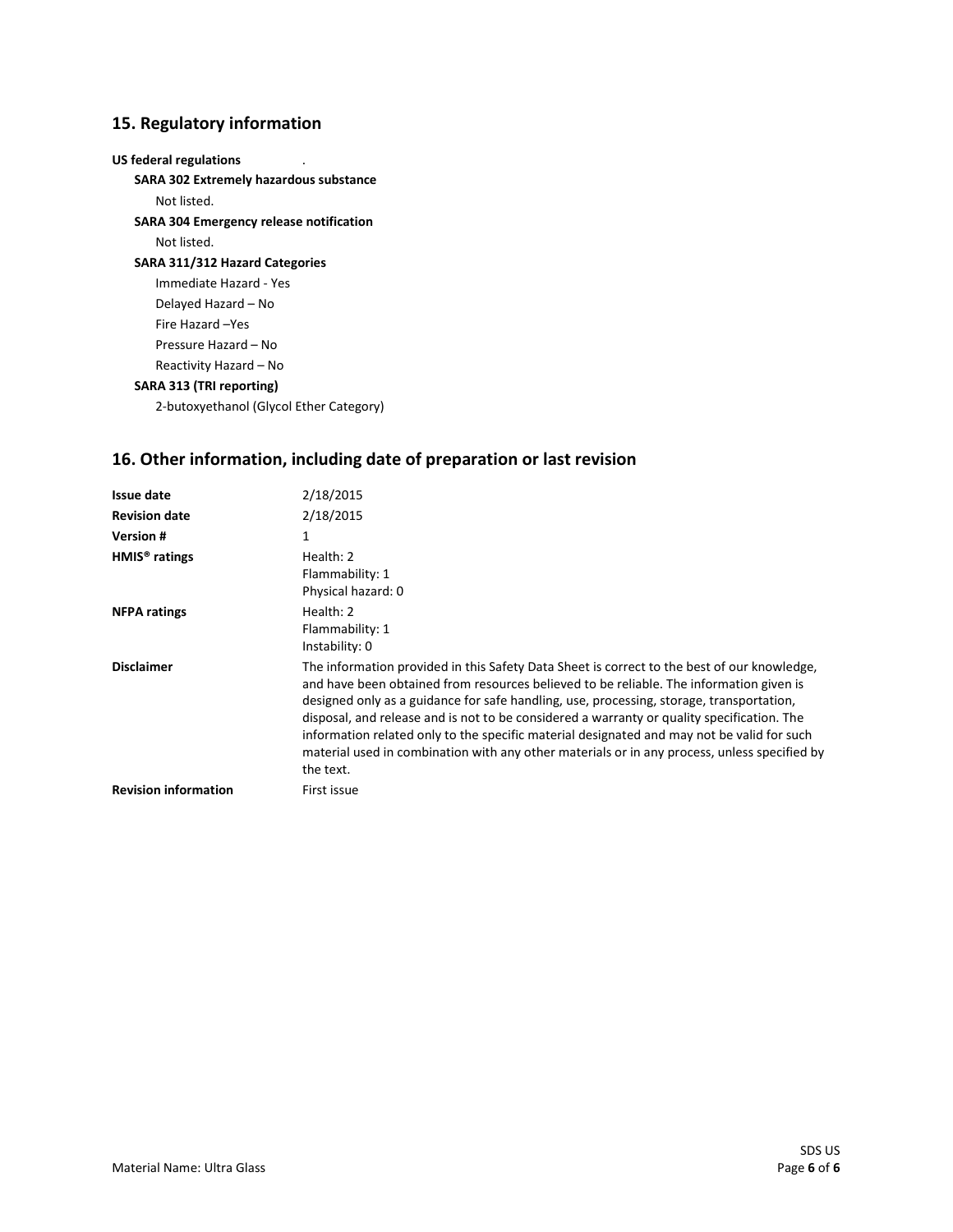## 15. Regulatory information

**US federal regulations** .

**SARA 302 Extremely hazardous substance**

Not listed.

**SARA 304 Emergency release notification**

Not listed.

**SARA 311/312 Hazard Categories**

Immediate Hazard - Yes

Delayed Hazard – No

Fire Hazard –Yes

Pressure Hazard – No

Reactivity Hazard – No

**SARA 313 (TRI reporting)**

2-butoxyethanol (Glycol Ether Category)

## 16. Other information, including date of preparation or last revision

| | |
|---|---|
| **Issue date** | 2/18/2015 |
| **Revision date** | 2/18/2015 |
| **Version #** | 1 |
| **HMIS® ratings** | Health: 2<br>Flammability: 1<br>Physical hazard: 0 |
| **NFPA ratings** | Health: 2<br>Flammability: 1<br>Instability: 0 |
| **Disclaimer** | The information provided in this Safety Data Sheet is correct to the best of our knowledge, and have been obtained from resources believed to be reliable. The information given is designed only as a guidance for safe handling, use, processing, storage, transportation, disposal, and release and is not to be considered a warranty or quality specification. The information related only to the specific material designated and may not be valid for such material used in combination with any other materials or in any process, unless specified by the text. |
| **Revision information** | First issue |